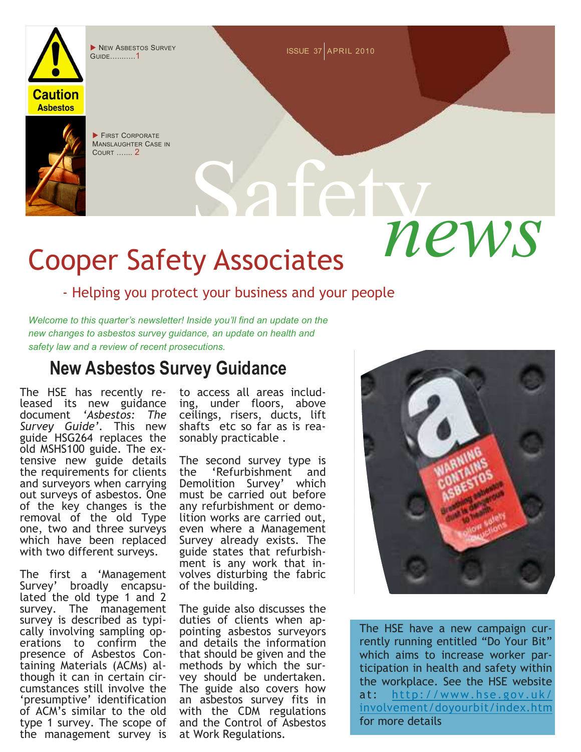▶ New Asbestos Survey Guide...........1

▶ First Corporate Manslaughter Case in Court ....... 2

Issue 37 | April 2010

Safety *news*

# Cooper Safety Associates

- Helping you protect your business and your people

*Welcome to this quarter's newsletter! Inside you'll find an update on the new changes to asbestos survey guidance, an update on health and safety law and a review of recent prosecutions.*

## New Asbestos Survey Guidance

The HSE has recently released its new guidance document *'Asbestos: The Survey Guide'*. This new guide HSG264 replaces the old MSHS100 guide. The extensive new guide details the requirements for clients and surveyors when carrying out surveys of asbestos. One of the key changes is the removal of the old Type one, two and three surveys which have been replaced with two different surveys.

The first a 'Management Survey' broadly encapsulated the old type 1 and 2 survey. The management survey is described as typically involving sampling operations to confirm the presence of Asbestos Containing Materials (ACMs) although it can in certain circumstances still involve the 'presumptive' identification of ACM's similar to the old type 1 survey. The scope of the management survey is to access all areas including, under floors, above ceilings, risers, ducts, lift shafts etc so far as is reasonably practicable .

The second survey type is the 'Refurbishment and Demolition Survey' which must be carried out before any refurbishment or demolition works are carried out, even where a Management Survey already exists. The guide states that refurbishment is any work that involves disturbing the fabric of the building.

The guide also discusses the duties of clients when appointing asbestos surveyors and details the information that should be given and the methods by which the survey should be undertaken. The guide also covers how an asbestos survey fits in with the CDM regulations and the Control of Asbestos at Work Regulations.

The HSE have a new campaign currently running entitled "Do Your Bit" which aims to increase worker participation in health and safety within the workplace. See the HSE website at: http://www.hse.gov.uk/involvement/doyourbit/index.htm for more details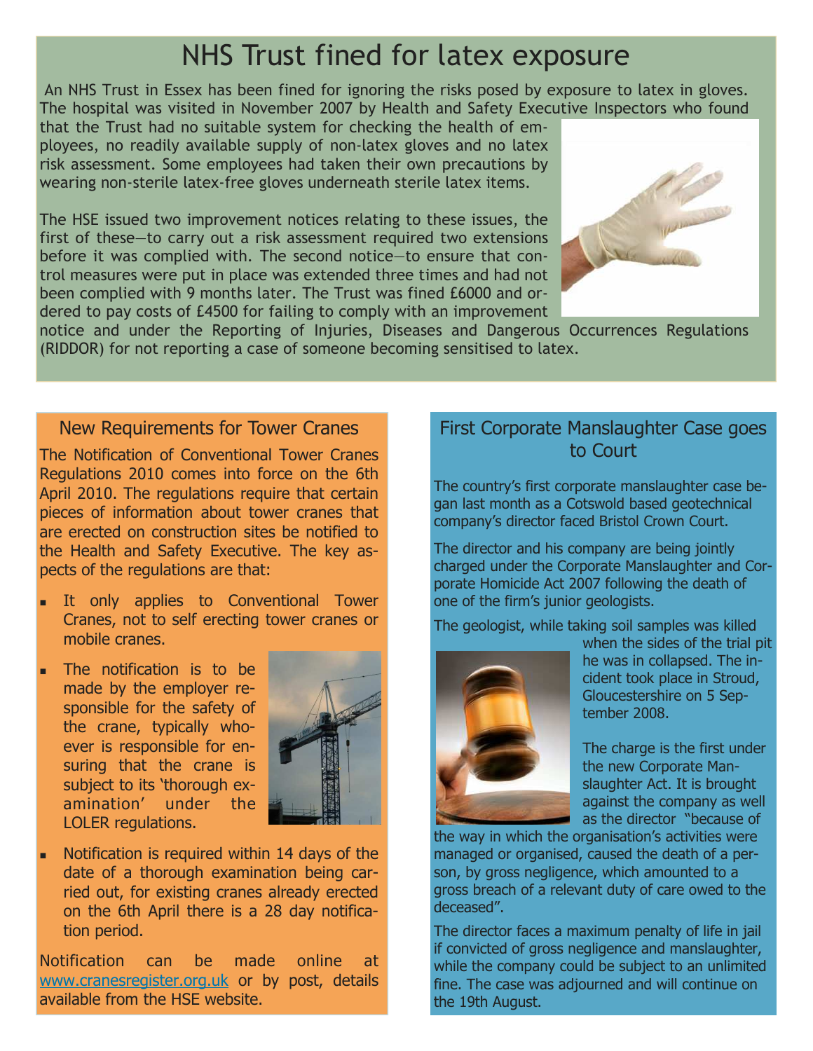# NHS Trust fined for latex exposure

An NHS Trust in Essex has been fined for ignoring the risks posed by exposure to latex in gloves. The hospital was visited in November 2007 by Health and Safety Executive Inspectors who found that the Trust had no suitable system for checking the health of employees, no readily available supply of non-latex gloves and no latex risk assessment. Some employees had taken their own precautions by wearing non-sterile latex-free gloves underneath sterile latex items.

The HSE issued two improvement notices relating to these issues, the first of these—to carry out a risk assessment required two extensions before it was complied with. The second notice—to ensure that control measures were put in place was extended three times and had not been complied with 9 months later. The Trust was fined £6000 and ordered to pay costs of £4500 for failing to comply with an improvement notice and under the Reporting of Injuries, Diseases and Dangerous Occurrences Regulations (RIDDOR) for not reporting a case of someone becoming sensitised to latex.

## New Requirements for Tower Cranes

The Notification of Conventional Tower Cranes Regulations 2010 comes into force on the 6th April 2010. The regulations require that certain pieces of information about tower cranes that are erected on construction sites be notified to the Health and Safety Executive. The key aspects of the regulations are that:

- It only applies to Conventional Tower Cranes, not to self erecting tower cranes or mobile cranes.
- The notification is to be made by the employer responsible for the safety of the crane, typically whoever is responsible for ensuring that the crane is subject to its 'thorough examination' under the LOLER regulations.
- Notification is required within 14 days of the date of a thorough examination being carried out, for existing cranes already erected on the 6th April there is a 28 day notification period.

Notification can be made online at www.cranesregister.org.uk or by post, details available from the HSE website.

## First Corporate Manslaughter Case goes to Court

The country's first corporate manslaughter case began last month as a Cotswold based geotechnical company's director faced Bristol Crown Court.

The director and his company are being jointly charged under the Corporate Manslaughter and Corporate Homicide Act 2007 following the death of one of the firm's junior geologists.

The geologist, while taking soil samples was killed when the sides of the trial pit he was in collapsed. The incident took place in Stroud, Gloucestershire on 5 September 2008.

The charge is the first under the new Corporate Manslaughter Act. It is brought against the company as well as the director "because of the way in which the organisation's activities were managed or organised, caused the death of a person, by gross negligence, which amounted to a gross breach of a relevant duty of care owed to the deceased".

The director faces a maximum penalty of life in jail if convicted of gross negligence and manslaughter, while the company could be subject to an unlimited fine. The case was adjourned and will continue on the 19th August.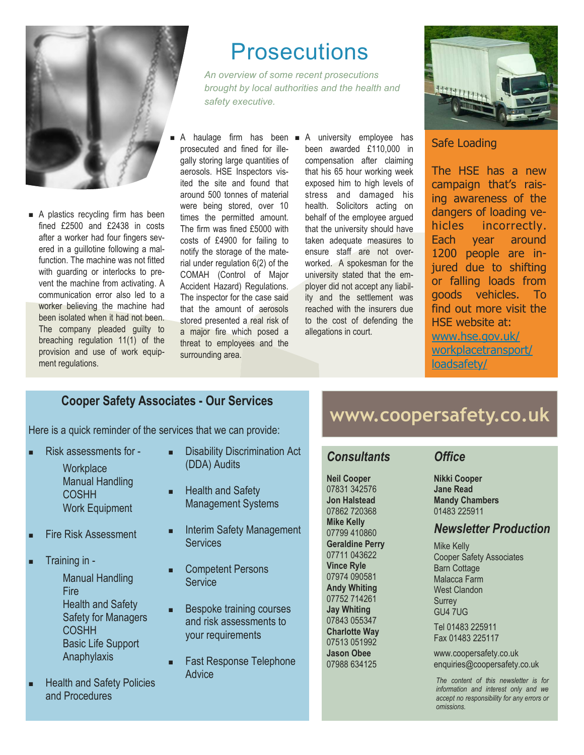# Prosecutions

*An overview of some recent prosecutions brought by local authorities and the health and safety executive.*

- A plastics recycling firm has been fined £2500 and £2438 in costs after a worker had four fingers severed in a guillotine following a malfunction. The machine was not fitted with guarding or interlocks to prevent the machine from activating. A communication error also led to a worker believing the machine had been isolated when it had not been. The company pleaded guilty to breaching regulation 11(1) of the provision and use of work equipment regulations.

- A haulage firm has been prosecuted and fined for illegally storing large quantities of aerosols. HSE Inspectors visited the site and found that around 500 tonnes of material were being stored, over 10 times the permitted amount. The firm was fined £5000 with costs of £4900 for failing to notify the storage of the material under regulation 6(2) of the COMAH (Control of Major Accident Hazard) Regulations. The inspector for the case said that the amount of aerosols stored presented a real risk of a major fire which posed a threat to employees and the surrounding area.

- A university employee has been awarded £110,000 in compensation after claiming that his 65 hour working week exposed him to high levels of stress and damaged his health. Solicitors acting on behalf of the employee argued that the university should have taken adequate measures to ensure staff are not overworked. A spokesman for the university stated that the employer did not accept any liability and the settlement was reached with the insurers due to the cost of defending the allegations in court.

## Safe Loading

The HSE has a new campaign that's raising awareness of the dangers of loading vehicles incorrectly. Each year around 1200 people are injured due to shifting or falling loads from goods vehicles. To find out more visit the HSE website at: www.hse.gov.uk/workplacetransport/loadsafety/

## Cooper Safety Associates - Our Services

Here is a quick reminder of the services that we can provide:

- Risk assessments for -
  - Workplace
  - Manual Handling
  - COSHH
  - Work Equipment
- Fire Risk Assessment
- Training in -
  - Manual Handling
  - Fire
  - Health and Safety
  - Safety for Managers
  - COSHH
  - Basic Life Support
  - Anaphylaxis
- Health and Safety Policies and Procedures
- Disability Discrimination Act (DDA) Audits
- Health and Safety Management Systems
- Interim Safety Management Services
- Competent Persons Service
- Bespoke training courses and risk assessments to your requirements
- Fast Response Telephone Advice

## www.coopersafety.co.uk

### *Consultants*

**Neil Cooper**
07831 342576
**Jon Halstead**
07862 720368
**Mike Kelly**
07799 410860
**Geraldine Perry**
07711 043622
**Vince Ryle**
07974 090581
**Andy Whiting**
07752 714261
**Jay Whiting**
07843 055347
**Charlotte Way**
07513 051992
**Jason Obee**
07988 634125

### *Office*

**Nikki Cooper**
**Jane Read**
**Mandy Chambers**
01483 225911

### *Newsletter Production*

Mike Kelly
Cooper Safety Associates
Barn Cottage
Malacca Farm
West Clandon
Surrey
GU4 7UG

Tel 01483 225911
Fax 01483 225117

www.coopersafety.co.uk
enquiries@coopersafety.co.uk

*The content of this newsletter is for information and interest only and we accept no responsibility for any errors or omissions.*